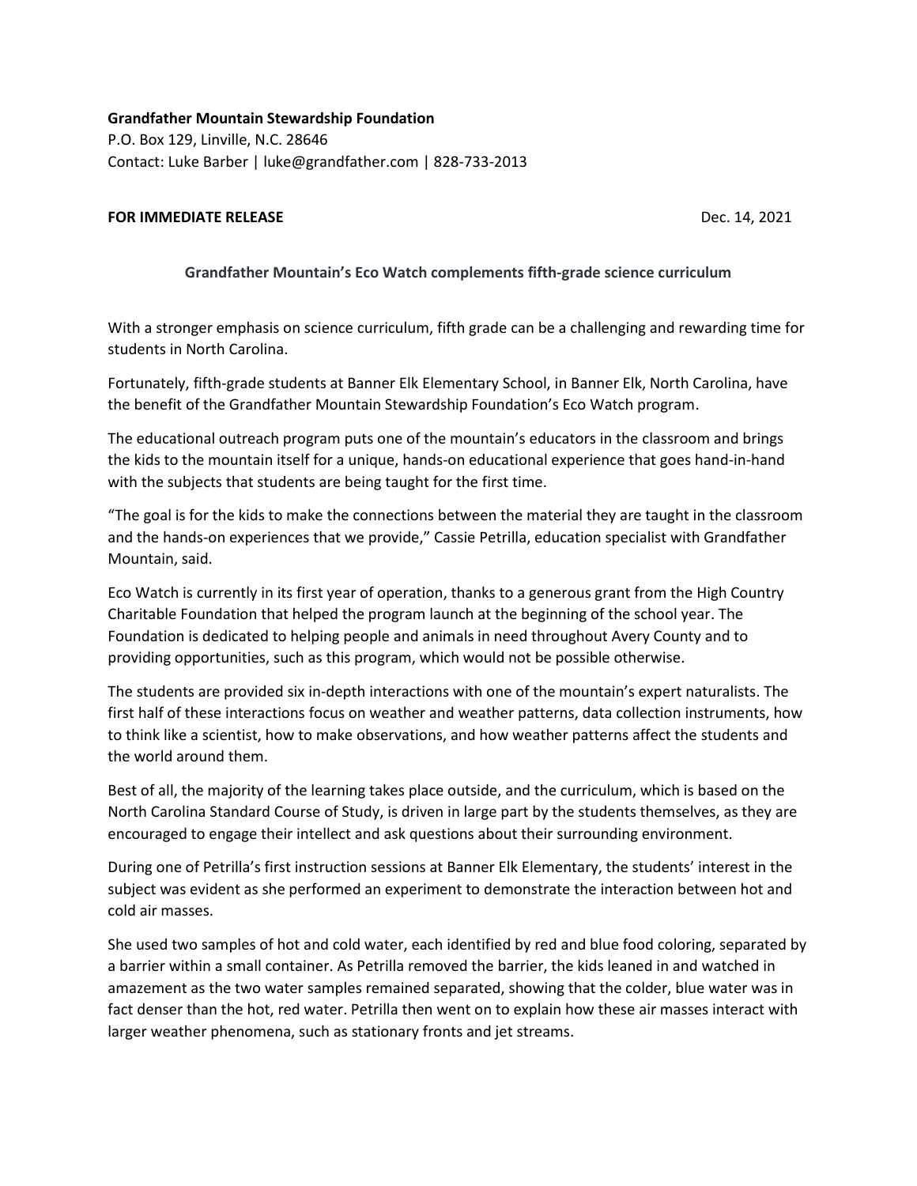**Grandfather Mountain Stewardship Foundation**
P.O. Box 129, Linville, N.C. 28646
Contact: Luke Barber | luke@grandfather.com | 828-733-2013

**FOR IMMEDIATE RELEASE** Dec. 14, 2021

## Grandfather Mountain's Eco Watch complements fifth-grade science curriculum

With a stronger emphasis on science curriculum, fifth grade can be a challenging and rewarding time for students in North Carolina.

Fortunately, fifth-grade students at Banner Elk Elementary School, in Banner Elk, North Carolina, have the benefit of the Grandfather Mountain Stewardship Foundation's Eco Watch program.

The educational outreach program puts one of the mountain's educators in the classroom and brings the kids to the mountain itself for a unique, hands-on educational experience that goes hand-in-hand with the subjects that students are being taught for the first time.

"The goal is for the kids to make the connections between the material they are taught in the classroom and the hands-on experiences that we provide," Cassie Petrilla, education specialist with Grandfather Mountain, said.

Eco Watch is currently in its first year of operation, thanks to a generous grant from the High Country Charitable Foundation that helped the program launch at the beginning of the school year. The Foundation is dedicated to helping people and animals in need throughout Avery County and to providing opportunities, such as this program, which would not be possible otherwise.

The students are provided six in-depth interactions with one of the mountain's expert naturalists. The first half of these interactions focus on weather and weather patterns, data collection instruments, how to think like a scientist, how to make observations, and how weather patterns affect the students and the world around them.

Best of all, the majority of the learning takes place outside, and the curriculum, which is based on the North Carolina Standard Course of Study, is driven in large part by the students themselves, as they are encouraged to engage their intellect and ask questions about their surrounding environment.

During one of Petrilla's first instruction sessions at Banner Elk Elementary, the students' interest in the subject was evident as she performed an experiment to demonstrate the interaction between hot and cold air masses.

She used two samples of hot and cold water, each identified by red and blue food coloring, separated by a barrier within a small container. As Petrilla removed the barrier, the kids leaned in and watched in amazement as the two water samples remained separated, showing that the colder, blue water was in fact denser than the hot, red water. Petrilla then went on to explain how these air masses interact with larger weather phenomena, such as stationary fronts and jet streams.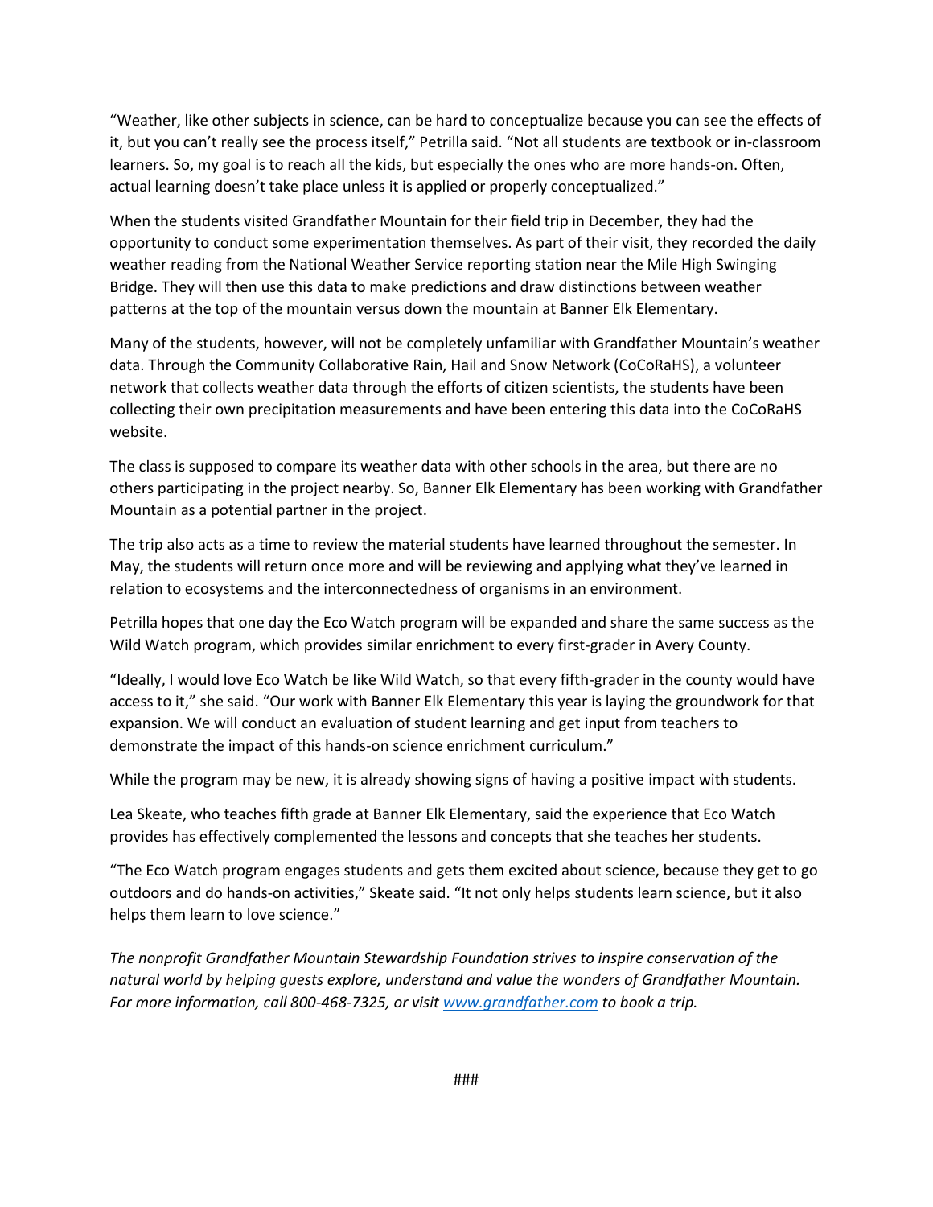"Weather, like other subjects in science, can be hard to conceptualize because you can see the effects of it, but you can't really see the process itself," Petrilla said. "Not all students are textbook or in-classroom learners. So, my goal is to reach all the kids, but especially the ones who are more hands-on. Often, actual learning doesn't take place unless it is applied or properly conceptualized."

When the students visited Grandfather Mountain for their field trip in December, they had the opportunity to conduct some experimentation themselves. As part of their visit, they recorded the daily weather reading from the National Weather Service reporting station near the Mile High Swinging Bridge. They will then use this data to make predictions and draw distinctions between weather patterns at the top of the mountain versus down the mountain at Banner Elk Elementary.

Many of the students, however, will not be completely unfamiliar with Grandfather Mountain's weather data. Through the Community Collaborative Rain, Hail and Snow Network (CoCoRaHS), a volunteer network that collects weather data through the efforts of citizen scientists, the students have been collecting their own precipitation measurements and have been entering this data into the CoCoRaHS website.

The class is supposed to compare its weather data with other schools in the area, but there are no others participating in the project nearby. So, Banner Elk Elementary has been working with Grandfather Mountain as a potential partner in the project.

The trip also acts as a time to review the material students have learned throughout the semester. In May, the students will return once more and will be reviewing and applying what they've learned in relation to ecosystems and the interconnectedness of organisms in an environment.

Petrilla hopes that one day the Eco Watch program will be expanded and share the same success as the Wild Watch program, which provides similar enrichment to every first-grader in Avery County.

"Ideally, I would love Eco Watch be like Wild Watch, so that every fifth-grader in the county would have access to it," she said. "Our work with Banner Elk Elementary this year is laying the groundwork for that expansion. We will conduct an evaluation of student learning and get input from teachers to demonstrate the impact of this hands-on science enrichment curriculum."

While the program may be new, it is already showing signs of having a positive impact with students.

Lea Skeate, who teaches fifth grade at Banner Elk Elementary, said the experience that Eco Watch provides has effectively complemented the lessons and concepts that she teaches her students.

"The Eco Watch program engages students and gets them excited about science, because they get to go outdoors and do hands-on activities," Skeate said. "It not only helps students learn science, but it also helps them learn to love science."

*The nonprofit Grandfather Mountain Stewardship Foundation strives to inspire conservation of the natural world by helping guests explore, understand and value the wonders of Grandfather Mountain. For more information, call 800-468-7325, or visit [www.grandfather.com](http://www.grandfather.com) to book a trip.*

###